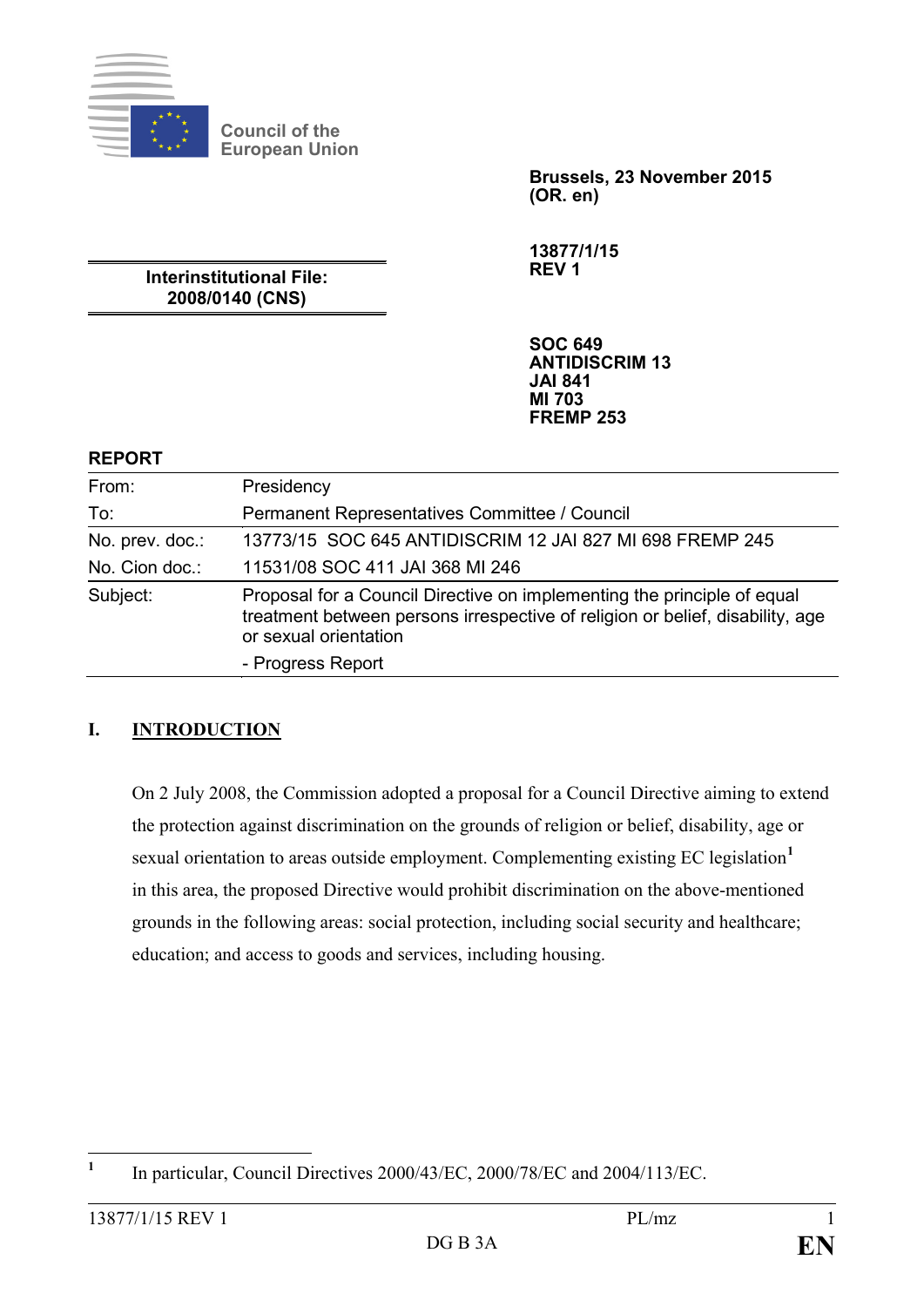Council of the European Union

**Brussels, 23 November 2015**
**(OR. en)**

**13877/1/15**
**REV 1**

**Interinstitutional File:**
**2008/0140 (CNS)**

**SOC 649**
**ANTIDISCRIM 13**
**JAI 841**
**MI 703**
**FREMP 253**

**REPORT**

| | |
|---|---|
| From: | Presidency |
| To: | Permanent Representatives Committee / Council |
| No. prev. doc.: | 13773/15 SOC 645 ANTIDISCRIM 12 JAI 827 MI 698 FREMP 245 |
| No. Cion doc.: | 11531/08 SOC 411 JAI 368 MI 246 |
| Subject: | Proposal for a Council Directive on implementing the principle of equal treatment between persons irrespective of religion or belief, disability, age or sexual orientation<br>- Progress Report |

## I. INTRODUCTION

On 2 July 2008, the Commission adopted a proposal for a Council Directive aiming to extend the protection against discrimination on the grounds of religion or belief, disability, age or sexual orientation to areas outside employment. Complementing existing EC legislation[1] in this area, the proposed Directive would prohibit discrimination on the above-mentioned grounds in the following areas: social protection, including social security and healthcare; education; and access to goods and services, including housing.

[1] In particular, Council Directives 2000/43/EC, 2000/78/EC and 2004/113/EC.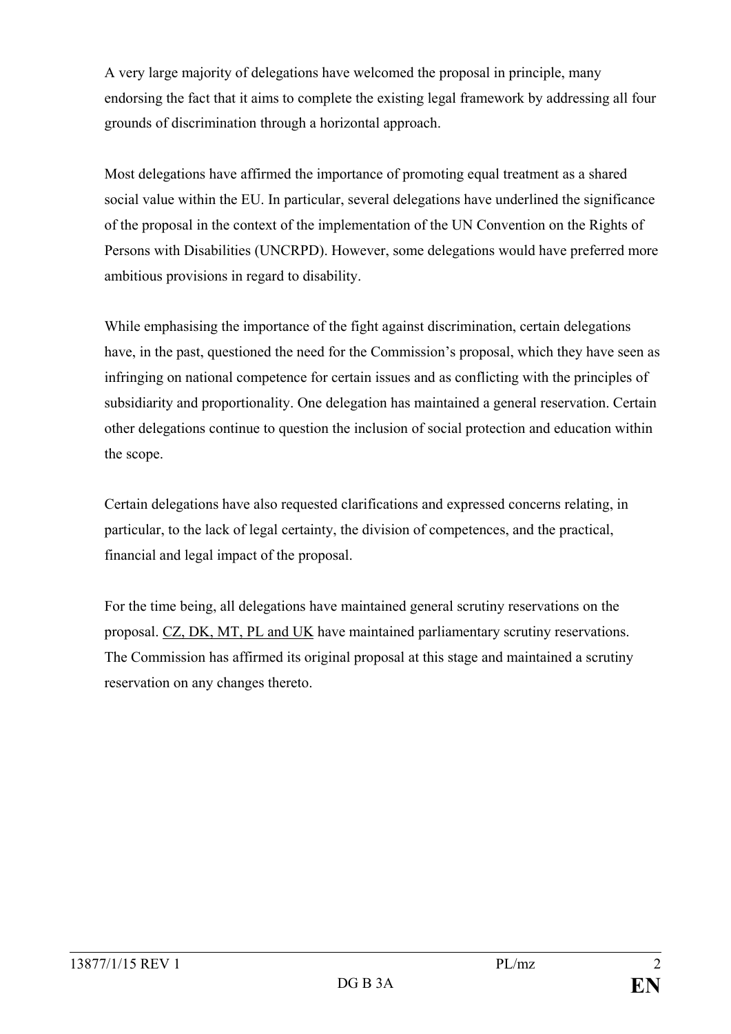A very large majority of delegations have welcomed the proposal in principle, many endorsing the fact that it aims to complete the existing legal framework by addressing all four grounds of discrimination through a horizontal approach.

Most delegations have affirmed the importance of promoting equal treatment as a shared social value within the EU. In particular, several delegations have underlined the significance of the proposal in the context of the implementation of the UN Convention on the Rights of Persons with Disabilities (UNCRPD). However, some delegations would have preferred more ambitious provisions in regard to disability.

While emphasising the importance of the fight against discrimination, certain delegations have, in the past, questioned the need for the Commission's proposal, which they have seen as infringing on national competence for certain issues and as conflicting with the principles of subsidiarity and proportionality. One delegation has maintained a general reservation. Certain other delegations continue to question the inclusion of social protection and education within the scope.

Certain delegations have also requested clarifications and expressed concerns relating, in particular, to the lack of legal certainty, the division of competences, and the practical, financial and legal impact of the proposal.

For the time being, all delegations have maintained general scrutiny reservations on the proposal. <u>CZ, DK, MT, PL and UK</u> have maintained parliamentary scrutiny reservations. The Commission has affirmed its original proposal at this stage and maintained a scrutiny reservation on any changes thereto.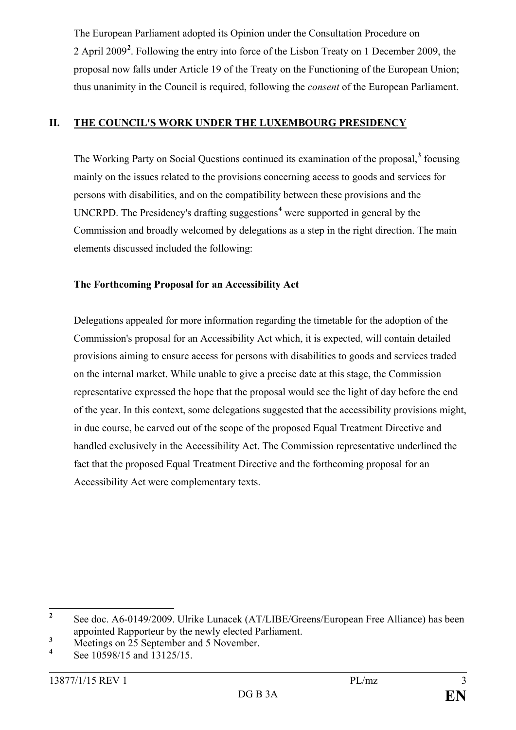The European Parliament adopted its Opinion under the Consultation Procedure on 2 April 2009[2]. Following the entry into force of the Lisbon Treaty on 1 December 2009, the proposal now falls under Article 19 of the Treaty on the Functioning of the European Union; thus unanimity in the Council is required, following the *consent* of the European Parliament.

## II. THE COUNCIL'S WORK UNDER THE LUXEMBOURG PRESIDENCY

The Working Party on Social Questions continued its examination of the proposal,[3] focusing mainly on the issues related to the provisions concerning access to goods and services for persons with disabilities, and on the compatibility between these provisions and the UNCRPD. The Presidency's drafting suggestions[4] were supported in general by the Commission and broadly welcomed by delegations as a step in the right direction. The main elements discussed included the following:

**The Forthcoming Proposal for an Accessibility Act**

Delegations appealed for more information regarding the timetable for the adoption of the Commission's proposal for an Accessibility Act which, it is expected, will contain detailed provisions aiming to ensure access for persons with disabilities to goods and services traded on the internal market. While unable to give a precise date at this stage, the Commission representative expressed the hope that the proposal would see the light of day before the end of the year. In this context, some delegations suggested that the accessibility provisions might, in due course, be carved out of the scope of the proposed Equal Treatment Directive and handled exclusively in the Accessibility Act. The Commission representative underlined the fact that the proposed Equal Treatment Directive and the forthcoming proposal for an Accessibility Act were complementary texts.

---

[2] See doc. A6-0149/2009. Ulrike Lunacek (AT/LIBE/Greens/European Free Alliance) has been appointed Rapporteur by the newly elected Parliament.

[3] Meetings on 25 September and 5 November.

[4] See 10598/15 and 13125/15.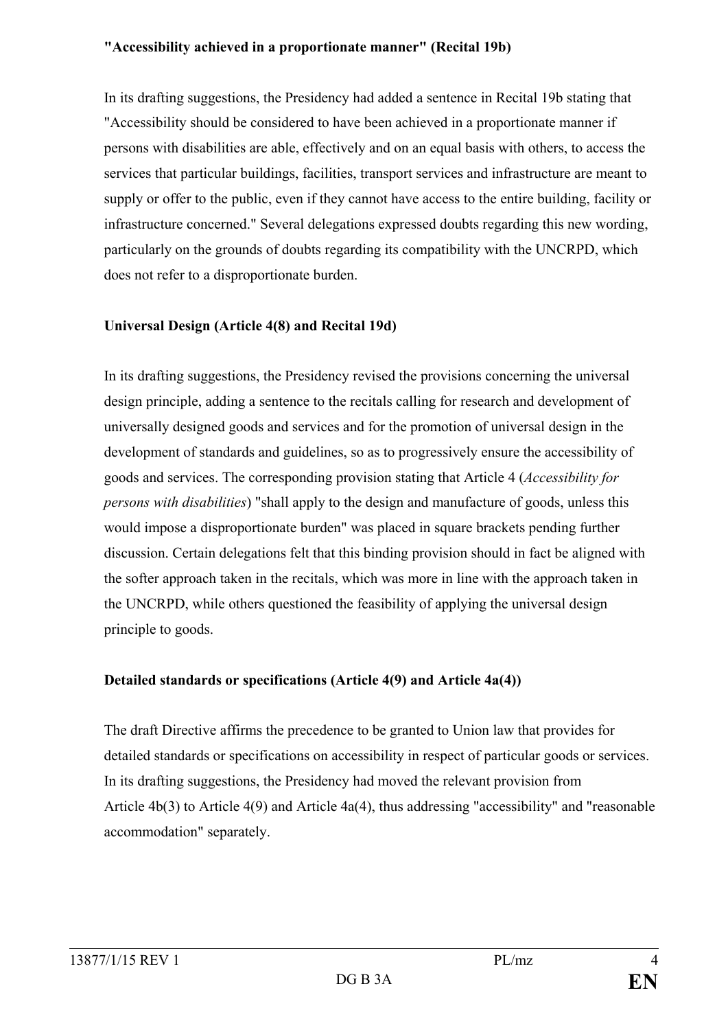**"Accessibility achieved in a proportionate manner" (Recital 19b)**

In its drafting suggestions, the Presidency had added a sentence in Recital 19b stating that "Accessibility should be considered to have been achieved in a proportionate manner if persons with disabilities are able, effectively and on an equal basis with others, to access the services that particular buildings, facilities, transport services and infrastructure are meant to supply or offer to the public, even if they cannot have access to the entire building, facility or infrastructure concerned." Several delegations expressed doubts regarding this new wording, particularly on the grounds of doubts regarding its compatibility with the UNCRPD, which does not refer to a disproportionate burden.

**Universal Design (Article 4(8) and Recital 19d)**

In its drafting suggestions, the Presidency revised the provisions concerning the universal design principle, adding a sentence to the recitals calling for research and development of universally designed goods and services and for the promotion of universal design in the development of standards and guidelines, so as to progressively ensure the accessibility of goods and services. The corresponding provision stating that Article 4 (*Accessibility for persons with disabilities*) "shall apply to the design and manufacture of goods, unless this would impose a disproportionate burden" was placed in square brackets pending further discussion. Certain delegations felt that this binding provision should in fact be aligned with the softer approach taken in the recitals, which was more in line with the approach taken in the UNCRPD, while others questioned the feasibility of applying the universal design principle to goods.

**Detailed standards or specifications (Article 4(9) and Article 4a(4))**

The draft Directive affirms the precedence to be granted to Union law that provides for detailed standards or specifications on accessibility in respect of particular goods or services. In its drafting suggestions, the Presidency had moved the relevant provision from Article 4b(3) to Article 4(9) and Article 4a(4), thus addressing "accessibility" and "reasonable accommodation" separately.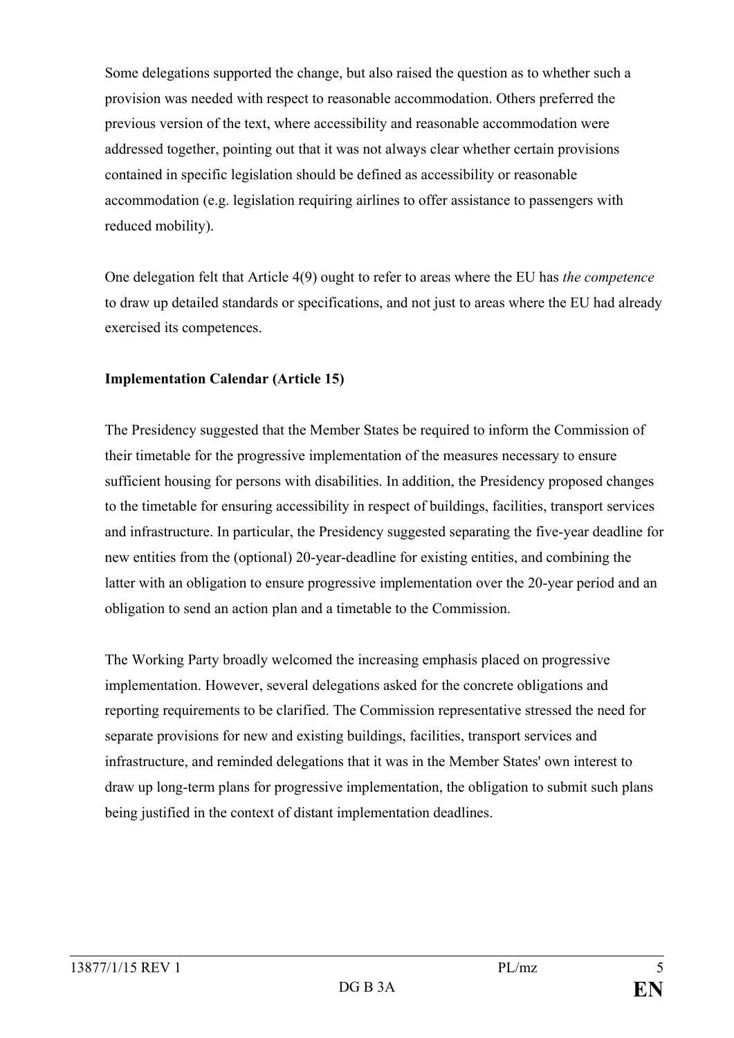Some delegations supported the change, but also raised the question as to whether such a provision was needed with respect to reasonable accommodation. Others preferred the previous version of the text, where accessibility and reasonable accommodation were addressed together, pointing out that it was not always clear whether certain provisions contained in specific legislation should be defined as accessibility or reasonable accommodation (e.g. legislation requiring airlines to offer assistance to passengers with reduced mobility).

One delegation felt that Article 4(9) ought to refer to areas where the EU has *the competence* to draw up detailed standards or specifications, and not just to areas where the EU had already exercised its competences.

**Implementation Calendar (Article 15)**

The Presidency suggested that the Member States be required to inform the Commission of their timetable for the progressive implementation of the measures necessary to ensure sufficient housing for persons with disabilities. In addition, the Presidency proposed changes to the timetable for ensuring accessibility in respect of buildings, facilities, transport services and infrastructure. In particular, the Presidency suggested separating the five-year deadline for new entities from the (optional) 20-year-deadline for existing entities, and combining the latter with an obligation to ensure progressive implementation over the 20-year period and an obligation to send an action plan and a timetable to the Commission.

The Working Party broadly welcomed the increasing emphasis placed on progressive implementation. However, several delegations asked for the concrete obligations and reporting requirements to be clarified. The Commission representative stressed the need for separate provisions for new and existing buildings, facilities, transport services and infrastructure, and reminded delegations that it was in the Member States' own interest to draw up long-term plans for progressive implementation, the obligation to submit such plans being justified in the context of distant implementation deadlines.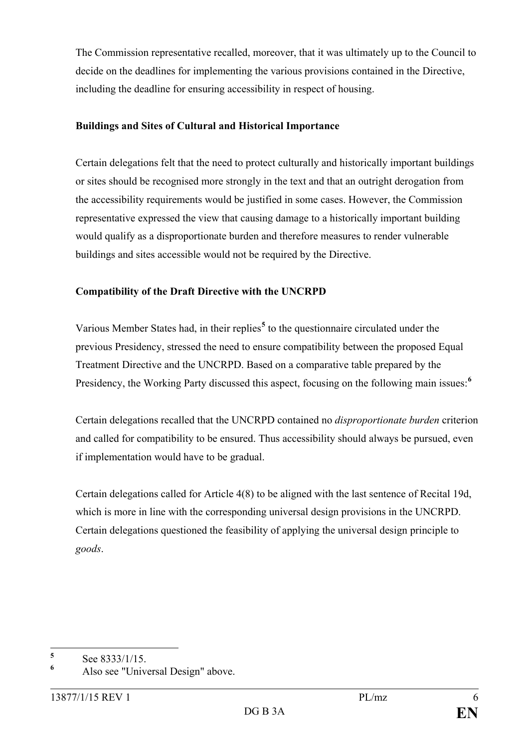The Commission representative recalled, moreover, that it was ultimately up to the Council to decide on the deadlines for implementing the various provisions contained in the Directive, including the deadline for ensuring accessibility in respect of housing.

**Buildings and Sites of Cultural and Historical Importance**

Certain delegations felt that the need to protect culturally and historically important buildings or sites should be recognised more strongly in the text and that an outright derogation from the accessibility requirements would be justified in some cases. However, the Commission representative expressed the view that causing damage to a historically important building would qualify as a disproportionate burden and therefore measures to render vulnerable buildings and sites accessible would not be required by the Directive.

**Compatibility of the Draft Directive with the UNCRPD**

Various Member States had, in their replies[5] to the questionnaire circulated under the previous Presidency, stressed the need to ensure compatibility between the proposed Equal Treatment Directive and the UNCRPD. Based on a comparative table prepared by the Presidency, the Working Party discussed this aspect, focusing on the following main issues:[6]

Certain delegations recalled that the UNCRPD contained no *disproportionate burden* criterion and called for compatibility to be ensured. Thus accessibility should always be pursued, even if implementation would have to be gradual.

Certain delegations called for Article 4(8) to be aligned with the last sentence of Recital 19d, which is more in line with the corresponding universal design provisions in the UNCRPD. Certain delegations questioned the feasibility of applying the universal design principle to *goods*.

---

[5] See 8333/1/15.

[6] Also see "Universal Design" above.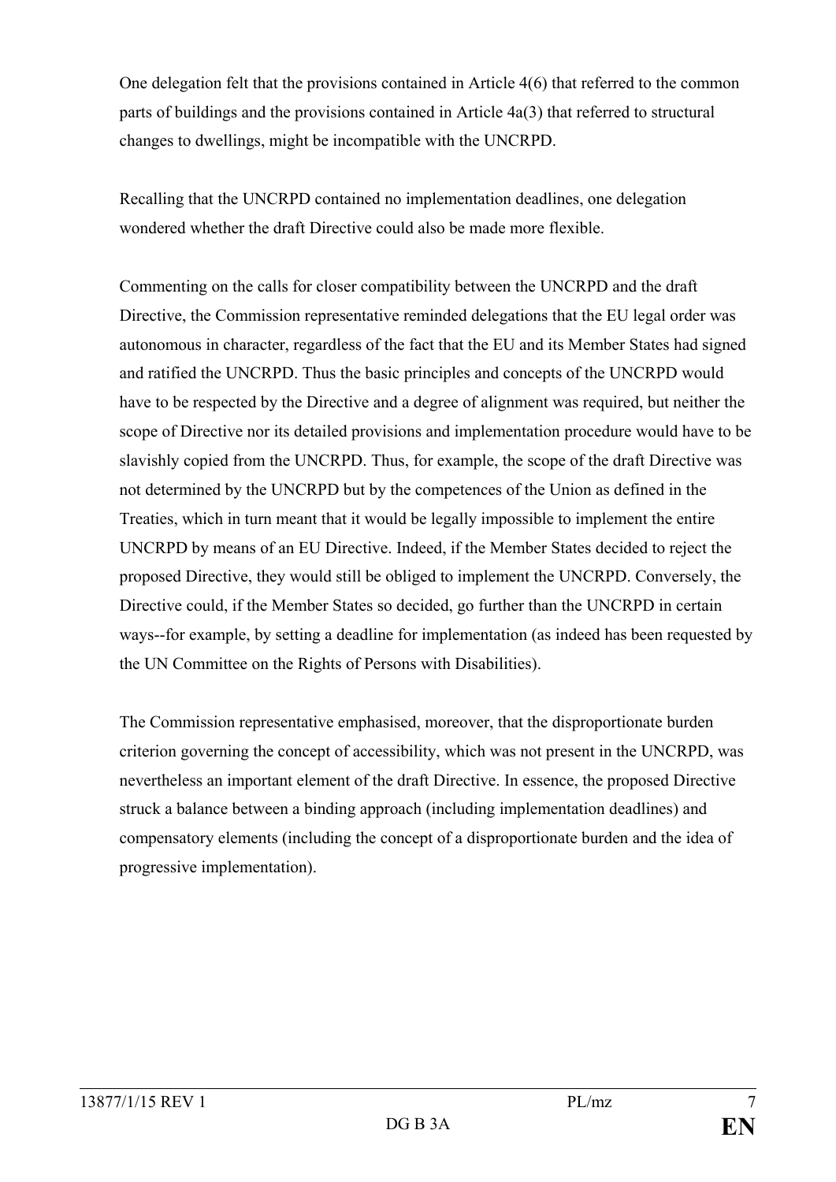One delegation felt that the provisions contained in Article 4(6) that referred to the common parts of buildings and the provisions contained in Article 4a(3) that referred to structural changes to dwellings, might be incompatible with the UNCRPD.

Recalling that the UNCRPD contained no implementation deadlines, one delegation wondered whether the draft Directive could also be made more flexible.

Commenting on the calls for closer compatibility between the UNCRPD and the draft Directive, the Commission representative reminded delegations that the EU legal order was autonomous in character, regardless of the fact that the EU and its Member States had signed and ratified the UNCRPD. Thus the basic principles and concepts of the UNCRPD would have to be respected by the Directive and a degree of alignment was required, but neither the scope of Directive nor its detailed provisions and implementation procedure would have to be slavishly copied from the UNCRPD. Thus, for example, the scope of the draft Directive was not determined by the UNCRPD but by the competences of the Union as defined in the Treaties, which in turn meant that it would be legally impossible to implement the entire UNCRPD by means of an EU Directive. Indeed, if the Member States decided to reject the proposed Directive, they would still be obliged to implement the UNCRPD. Conversely, the Directive could, if the Member States so decided, go further than the UNCRPD in certain ways--for example, by setting a deadline for implementation (as indeed has been requested by the UN Committee on the Rights of Persons with Disabilities).

The Commission representative emphasised, moreover, that the disproportionate burden criterion governing the concept of accessibility, which was not present in the UNCRPD, was nevertheless an important element of the draft Directive. In essence, the proposed Directive struck a balance between a binding approach (including implementation deadlines) and compensatory elements (including the concept of a disproportionate burden and the idea of progressive implementation).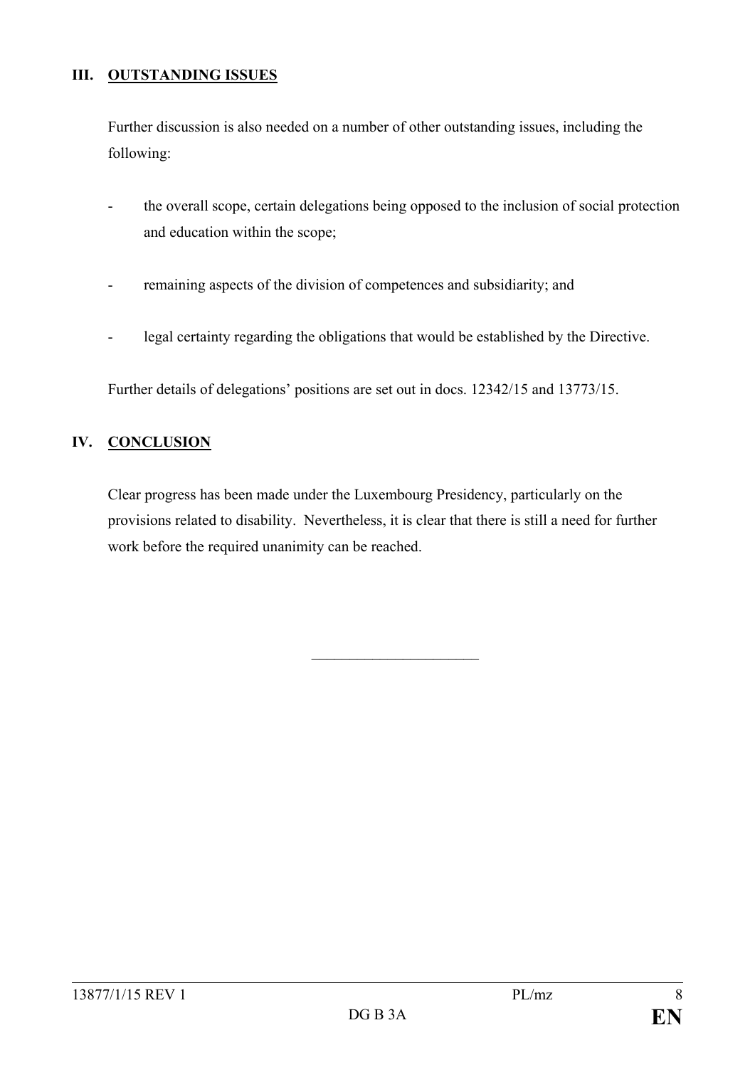## III. OUTSTANDING ISSUES

Further discussion is also needed on a number of other outstanding issues, including the following:

- the overall scope, certain delegations being opposed to the inclusion of social protection and education within the scope;
- remaining aspects of the division of competences and subsidiarity; and
- legal certainty regarding the obligations that would be established by the Directive.

Further details of delegations' positions are set out in docs. 12342/15 and 13773/15.

## IV. CONCLUSION

Clear progress has been made under the Luxembourg Presidency, particularly on the provisions related to disability. Nevertheless, it is clear that there is still a need for further work before the required unanimity can be reached.